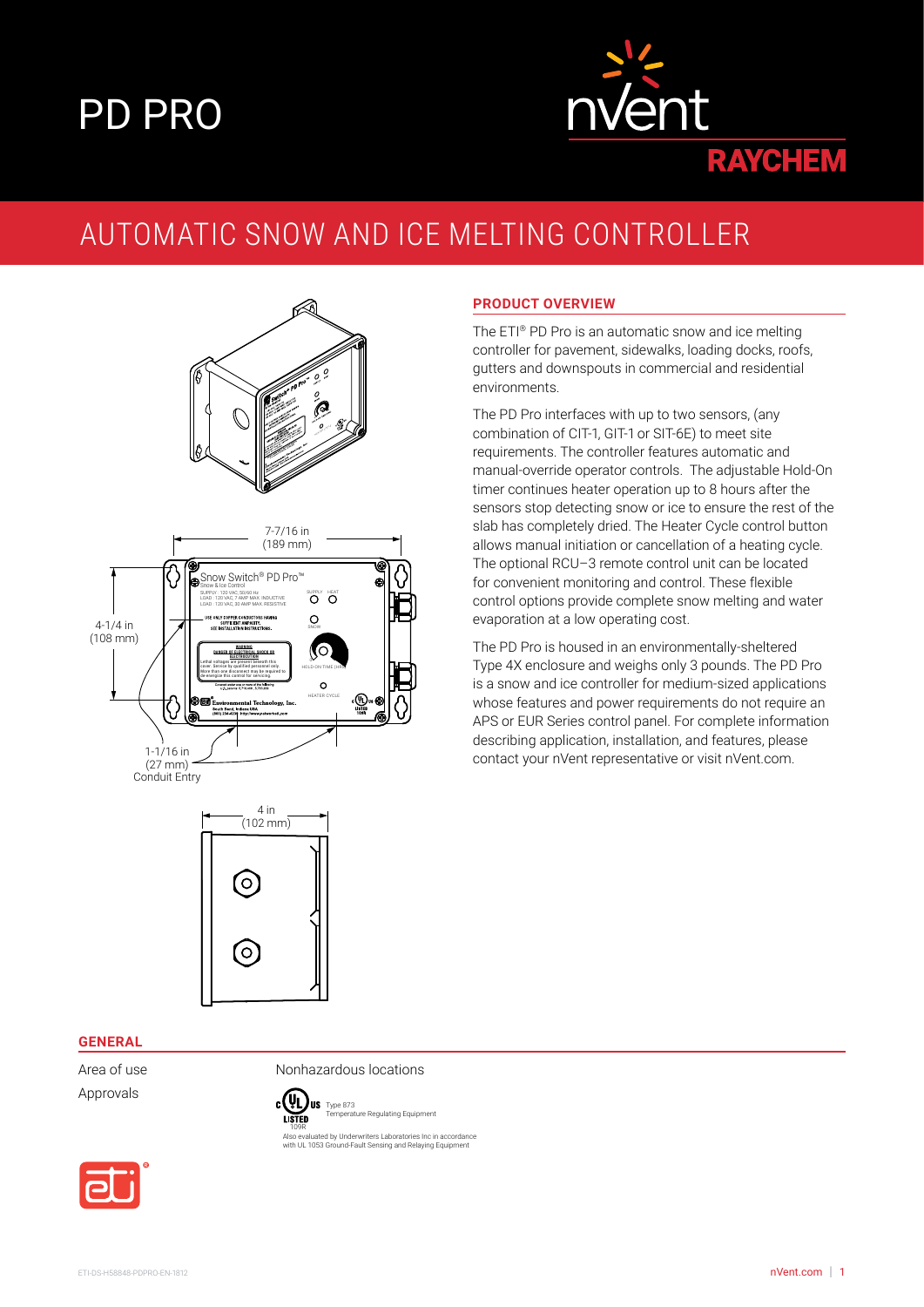# PD PRO

## AUTOMATIC SNOW AND ICE MELTING CONTROLLER

### PRODUCT OVERVIEW

The ETI® PD Pro is an automatic snow and ice melting controller for pavement, sidewalks, loading docks, roofs, gutters and downspouts in commercial and residential environments.

The PD Pro interfaces with up to two sensors, (any combination of CIT-1, GIT-1 or SIT-6E) to meet site requirements. The controller features automatic and manual-override operator controls. The adjustable Hold-On timer continues heater operation up to 8 hours after the sensors stop detecting snow or ice to ensure the rest of the slab has completely dried. The Heater Cycle control button allows manual initiation or cancellation of a heating cycle. The optional RCU–3 remote control unit can be located for convenient monitoring and control. These flexible control options provide complete snow melting and water evaporation at a low operating cost.

The PD Pro is housed in an environmentally-sheltered Type 4X enclosure and weighs only 3 pounds. The PD Pro is a snow and ice controller for medium-sized applications whose features and power requirements do not require an APS or EUR Series control panel. For complete information describing application, installation, and features, please contact your nVent representative or visit nVent.com.

7-7/16 in (189 mm)

4-1/4 in (108 mm)

1-1/16 in (27 mm) Conduit Entry

4 in (102 mm)

### GENERAL

| | |
|---|---|
| Area of use | Nonhazardous locations |
| Approvals | c UL us LISTED 109R Type 873 Temperature Regulating Equipment<br>Also evaluated by Underwriters Laboratories Inc in accordance with UL 1053 Ground-Fault Sensing and Relaying Equipment |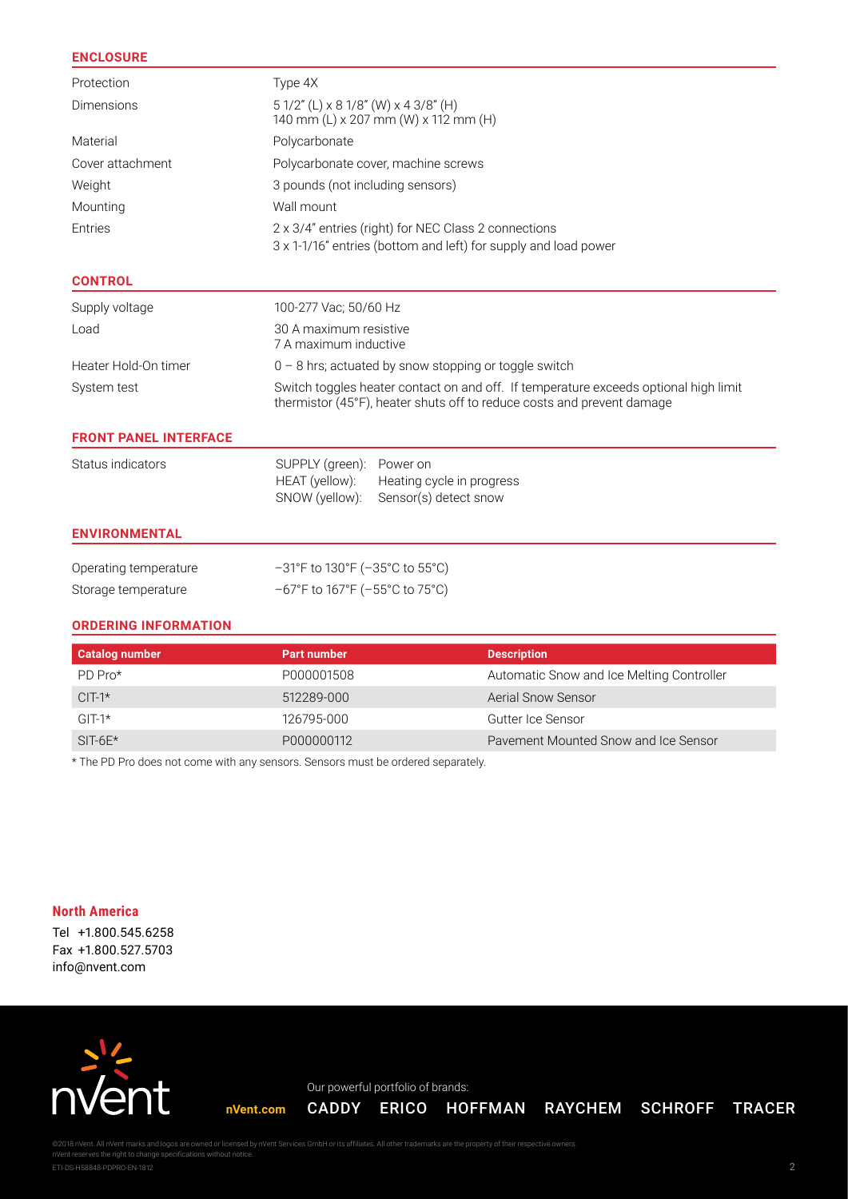## ENCLOSURE

| | |
|---|---|
| Protection | Type 4X |
| Dimensions | 5 1/2" (L) x 8 1/8" (W) x 4 3/8" (H)<br>140 mm (L) x 207 mm (W) x 112 mm (H) |
| Material | Polycarbonate |
| Cover attachment | Polycarbonate cover, machine screws |
| Weight | 3 pounds (not including sensors) |
| Mounting | Wall mount |
| Entries | 2 x 3/4" entries (right) for NEC Class 2 connections<br>3 x 1-1/16" entries (bottom and left) for supply and load power |

## CONTROL

| | |
|---|---|
| Supply voltage | 100-277 Vac; 50/60 Hz |
| Load | 30 A maximum resistive<br>7 A maximum inductive |
| Heater Hold-On timer | 0 – 8 hrs; actuated by snow stopping or toggle switch |
| System test | Switch toggles heater contact on and off. If temperature exceeds optional high limit thermistor (45°F), heater shuts off to reduce costs and prevent damage |

## FRONT PANEL INTERFACE

| | |
|---|---|
| Status indicators | SUPPLY (green): Power on<br>HEAT (yellow): Heating cycle in progress<br>SNOW (yellow): Sensor(s) detect snow |

## ENVIRONMENTAL

| | |
|---|---|
| Operating temperature | –31°F to 130°F (–35°C to 55°C) |
| Storage temperature | –67°F to 167°F (–55°C to 75°C) |

## ORDERING INFORMATION

| Catalog number | Part number | Description |
|---|---|---|
| PD Pro* | P000001508 | Automatic Snow and Ice Melting Controller |
| CIT-1* | 512289-000 | Aerial Snow Sensor |
| GIT-1* | 126795-000 | Gutter Ice Sensor |
| SIT-6E* | P000000112 | Pavement Mounted Snow and Ice Sensor |

* The PD Pro does not come with any sensors. Sensors must be ordered separately.

**North America**

Tel +1.800.545.6258
Fax +1.800.527.5703
info@nvent.com

nVent.com

Our powerful portfolio of brands:

CADDY ERICO HOFFMAN RAYCHEM SCHROFF TRACER

©2018 nVent. All nVent marks and logos are owned or licensed by nVent Services GmbH or its affiliates. All other trademarks are the property of their respective owners.
nVent reserves the right to change specifications without notice.

ETI-DS-H58848-PDPRO-EN-1812